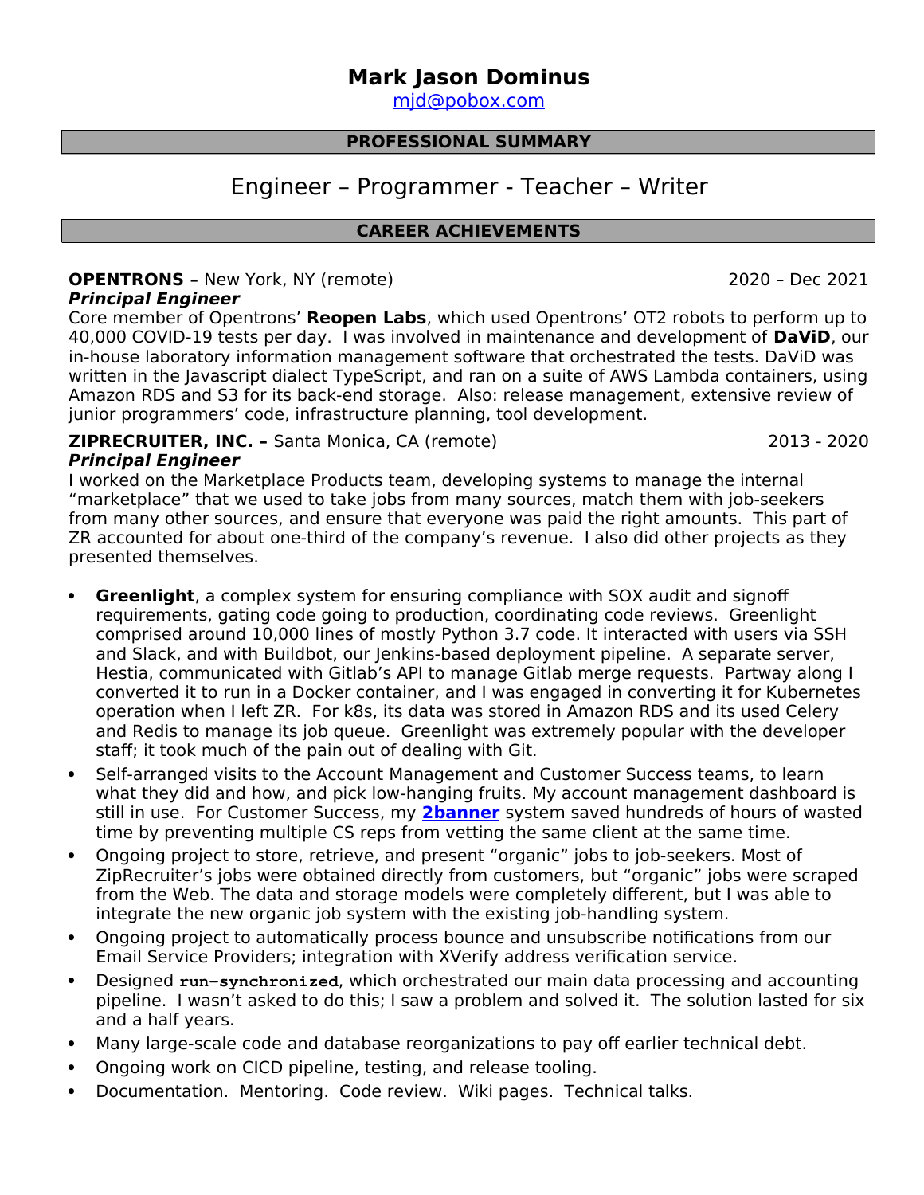# Mark Jason Dominus

mjd@pobox.com

## PROFESSIONAL SUMMARY

Engineer – Programmer - Teacher – Writer

## CAREER ACHIEVEMENTS

**OPENTRONS –** New York, NY (remote) 2020 – Dec 2021
***Principal Engineer***
Core member of Opentrons' **Reopen Labs**, which used Opentrons' OT2 robots to perform up to 40,000 COVID-19 tests per day. I was involved in maintenance and development of **DaViD**, our in-house laboratory information management software that orchestrated the tests. DaViD was written in the Javascript dialect TypeScript, and ran on a suite of AWS Lambda containers, using Amazon RDS and S3 for its back-end storage. Also: release management, extensive review of junior programmers' code, infrastructure planning, tool development.

**ZIPRECRUITER, INC. –** Santa Monica, CA (remote) 2013 - 2020
***Principal Engineer***
I worked on the Marketplace Products team, developing systems to manage the internal "marketplace" that we used to take jobs from many sources, match them with job-seekers from many other sources, and ensure that everyone was paid the right amounts. This part of ZR accounted for about one-third of the company's revenue. I also did other projects as they presented themselves.

- **Greenlight**, a complex system for ensuring compliance with SOX audit and signoff requirements, gating code going to production, coordinating code reviews. Greenlight comprised around 10,000 lines of mostly Python 3.7 code. It interacted with users via SSH and Slack, and with Buildbot, our Jenkins-based deployment pipeline. A separate server, Hestia, communicated with Gitlab's API to manage Gitlab merge requests. Partway along I converted it to run in a Docker container, and I was engaged in converting it for Kubernetes operation when I left ZR. For k8s, its data was stored in Amazon RDS and its used Celery and Redis to manage its job queue. Greenlight was extremely popular with the developer staff; it took much of the pain out of dealing with Git.
- Self-arranged visits to the Account Management and Customer Success teams, to learn what they did and how, and pick low-hanging fruits. My account management dashboard is still in use. For Customer Success, my **2banner** system saved hundreds of hours of wasted time by preventing multiple CS reps from vetting the same client at the same time.
- Ongoing project to store, retrieve, and present "organic" jobs to job-seekers. Most of ZipRecruiter's jobs were obtained directly from customers, but "organic" jobs were scraped from the Web. The data and storage models were completely different, but I was able to integrate the new organic job system with the existing job-handling system.
- Ongoing project to automatically process bounce and unsubscribe notifications from our Email Service Providers; integration with XVerify address verification service.
- Designed **`run-synchronized`**, which orchestrated our main data processing and accounting pipeline. I wasn't asked to do this; I saw a problem and solved it. The solution lasted for six and a half years.
- Many large-scale code and database reorganizations to pay off earlier technical debt.
- Ongoing work on CICD pipeline, testing, and release tooling.
- Documentation. Mentoring. Code review. Wiki pages. Technical talks.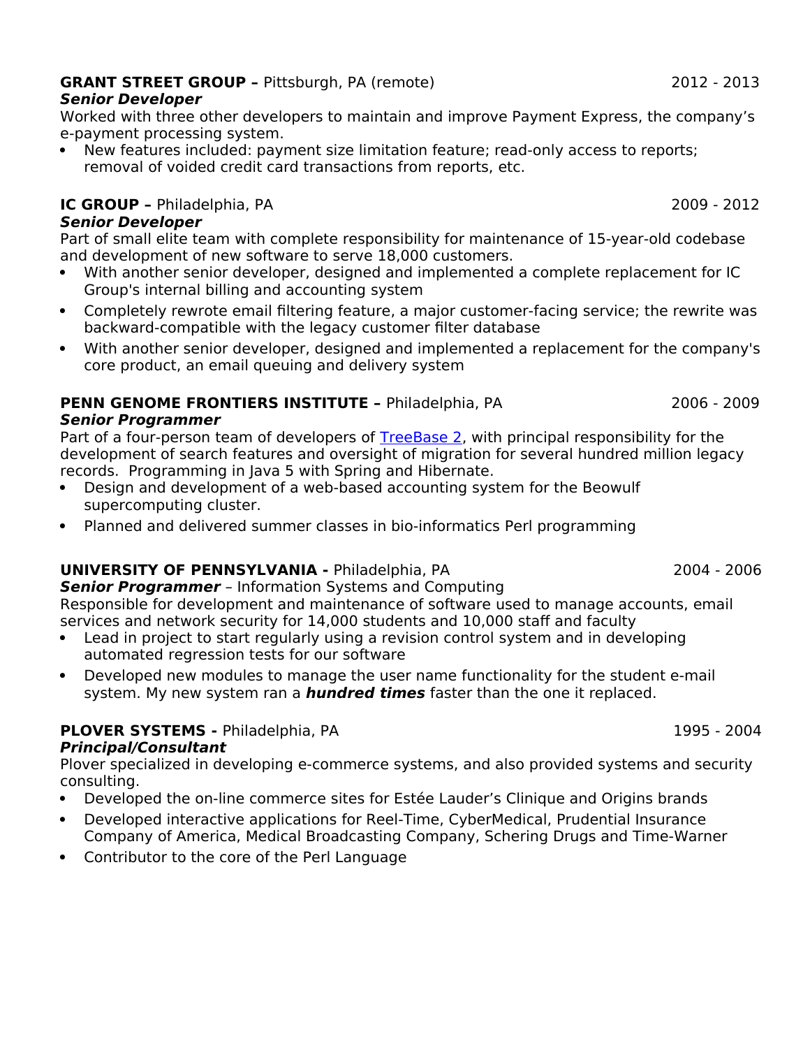**GRANT STREET GROUP –** Pittsburgh, PA (remote) 2012 - 2013
***Senior Developer***
Worked with three other developers to maintain and improve Payment Express, the company's e-payment processing system.

- New features included: payment size limitation feature; read-only access to reports; removal of voided credit card transactions from reports, etc.

**IC GROUP –** Philadelphia, PA 2009 - 2012
***Senior Developer***
Part of small elite team with complete responsibility for maintenance of 15-year-old codebase and development of new software to serve 18,000 customers.

- With another senior developer, designed and implemented a complete replacement for IC Group's internal billing and accounting system
- Completely rewrote email filtering feature, a major customer-facing service; the rewrite was backward-compatible with the legacy customer filter database
- With another senior developer, designed and implemented a replacement for the company's core product, an email queuing and delivery system

**PENN GENOME FRONTIERS INSTITUTE –** Philadelphia, PA 2006 - 2009
***Senior Programmer***
Part of a four-person team of developers of TreeBase 2, with principal responsibility for the development of search features and oversight of migration for several hundred million legacy records. Programming in Java 5 with Spring and Hibernate.

- Design and development of a web-based accounting system for the Beowulf supercomputing cluster.
- Planned and delivered summer classes in bio-informatics Perl programming

**UNIVERSITY OF PENNSYLVANIA -** Philadelphia, PA 2004 - 2006
***Senior Programmer*** – Information Systems and Computing
Responsible for development and maintenance of software used to manage accounts, email services and network security for 14,000 students and 10,000 staff and faculty

- Lead in project to start regularly using a revision control system and in developing automated regression tests for our software
- Developed new modules to manage the user name functionality for the student e-mail system. My new system ran a ***hundred times*** faster than the one it replaced.

**PLOVER SYSTEMS -** Philadelphia, PA 1995 - 2004
***Principal/Consultant***
Plover specialized in developing e-commerce systems, and also provided systems and security consulting.

- Developed the on-line commerce sites for Estée Lauder's Clinique and Origins brands
- Developed interactive applications for Reel-Time, CyberMedical, Prudential Insurance Company of America, Medical Broadcasting Company, Schering Drugs and Time-Warner
- Contributor to the core of the Perl Language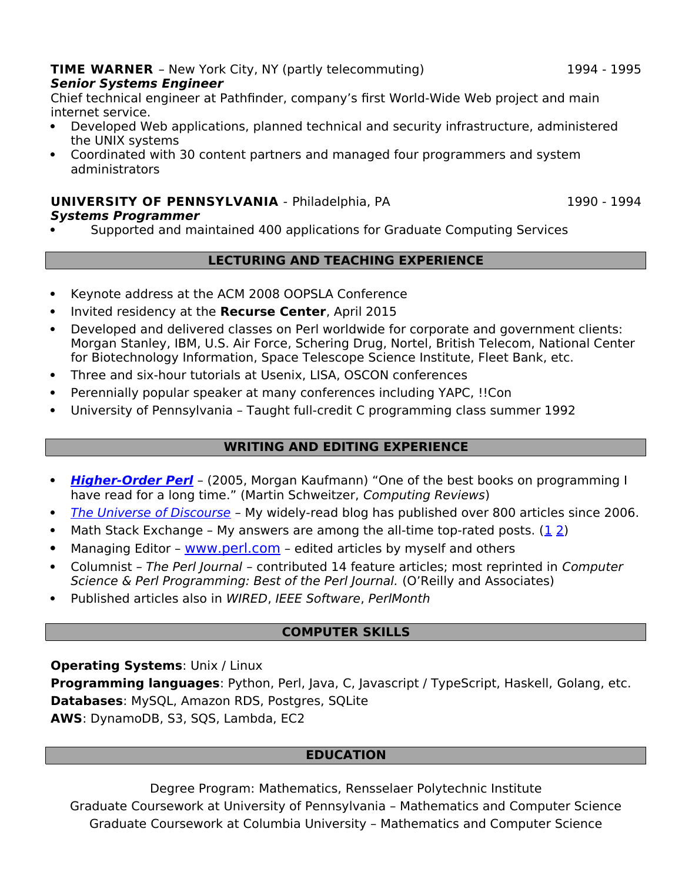**TIME WARNER** – New York City, NY (partly telecommuting) 1994 - 1995
***Senior Systems Engineer***
Chief technical engineer at Pathfinder, company's first World-Wide Web project and main internet service.

- Developed Web applications, planned technical and security infrastructure, administered the UNIX systems
- Coordinated with 30 content partners and managed four programmers and system administrators

**UNIVERSITY OF PENNSYLVANIA** - Philadelphia, PA 1990 - 1994
***Systems Programmer***

- Supported and maintained 400 applications for Graduate Computing Services

## LECTURING AND TEACHING EXPERIENCE

- Keynote address at the ACM 2008 OOPSLA Conference
- Invited residency at the **Recurse Center**, April 2015
- Developed and delivered classes on Perl worldwide for corporate and government clients: Morgan Stanley, IBM, U.S. Air Force, Schering Drug, Nortel, British Telecom, National Center for Biotechnology Information, Space Telescope Science Institute, Fleet Bank, etc.
- Three and six-hour tutorials at Usenix, LISA, OSCON conferences
- Perennially popular speaker at many conferences including YAPC, !!Con
- University of Pennsylvania – Taught full-credit C programming class summer 1992

## WRITING AND EDITING EXPERIENCE

- ***Higher-Order Perl*** – (2005, Morgan Kaufmann) "One of the best books on programming I have read for a long time." (Martin Schweitzer, *Computing Reviews*)
- *The Universe of Discourse* – My widely-read blog has published over 800 articles since 2006.
- Math Stack Exchange – My answers are among the all-time top-rated posts. (1 2)
- Managing Editor – www.perl.com – edited articles by myself and others
- Columnist – *The Perl Journal* – contributed 14 feature articles; most reprinted in *Computer Science & Perl Programming: Best of the Perl Journal.* (O'Reilly and Associates)
- Published articles also in *WIRED*, *IEEE Software*, *PerlMonth*

## COMPUTER SKILLS

**Operating Systems**: Unix / Linux
**Programming languages**: Python, Perl, Java, C, Javascript / TypeScript, Haskell, Golang, etc.
**Databases**: MySQL, Amazon RDS, Postgres, SQLite
**AWS**: DynamoDB, S3, SQS, Lambda, EC2

## EDUCATION

Degree Program: Mathematics, Rensselaer Polytechnic Institute
Graduate Coursework at University of Pennsylvania – Mathematics and Computer Science
Graduate Coursework at Columbia University – Mathematics and Computer Science